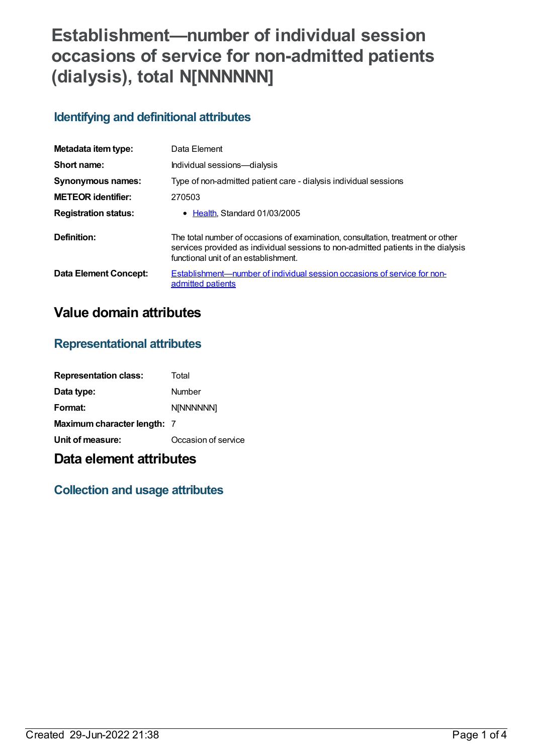# Establishment—number of individual session occasions of service for non-admitted patients (dialysis), total N[NNNNNN]

## Identifying and definitional attributes

| | |
|---|---|
| **Metadata item type:** | Data Element |
| **Short name:** | Individual sessions—dialysis |
| **Synonymous names:** | Type of non-admitted patient care - dialysis individual sessions |
| **METEOR identifier:** | 270503 |
| **Registration status:** | • Health, Standard 01/03/2005 |
| **Definition:** | The total number of occasions of examination, consultation, treatment or other services provided as individual sessions to non-admitted patients in the dialysis functional unit of an establishment. |
| **Data Element Concept:** | Establishment—number of individual session occasions of service for non-admitted patients |

# Value domain attributes

## Representational attributes

| | |
|---|---|
| **Representation class:** | Total |
| **Data type:** | Number |
| **Format:** | N[NNNNNN] |
| **Maximum character length:** | 7 |
| **Unit of measure:** | Occasion of service |

# Data element attributes

## Collection and usage attributes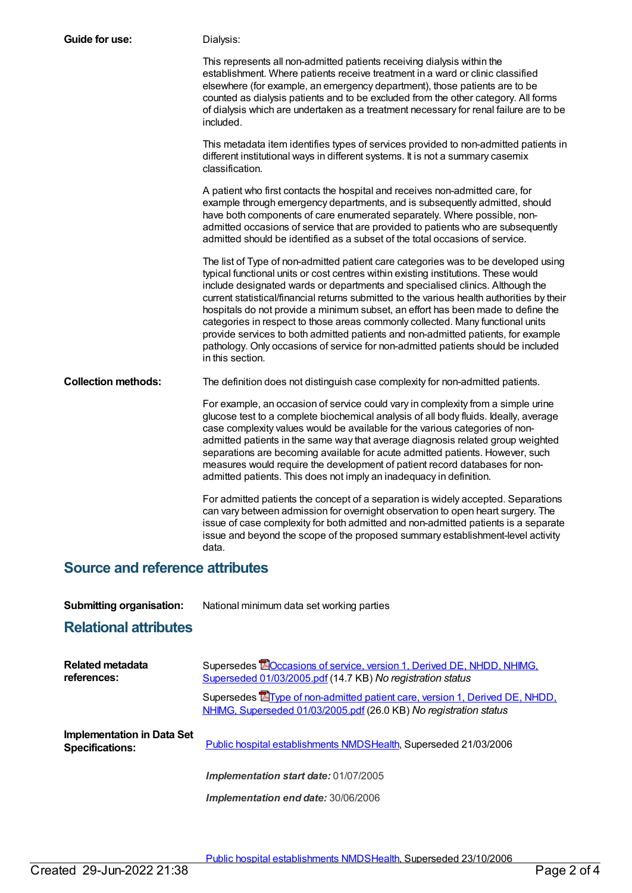**Guide for use:** Dialysis:

This represents all non-admitted patients receiving dialysis within the establishment. Where patients receive treatment in a ward or clinic classified elsewhere (for example, an emergency department), those patients are to be counted as dialysis patients and to be excluded from the other category. All forms of dialysis which are undertaken as a treatment necessary for renal failure are to be included.

This metadata item identifies types of services provided to non-admitted patients in different institutional ways in different systems. It is not a summary casemix classification.

A patient who first contacts the hospital and receives non-admitted care, for example through emergency departments, and is subsequently admitted, should have both components of care enumerated separately. Where possible, non-admitted occasions of service that are provided to patients who are subsequently admitted should be identified as a subset of the total occasions of service.

The list of Type of non-admitted patient care categories was to be developed using typical functional units or cost centres within existing institutions. These would include designated wards or departments and specialised clinics. Although the current statistical/financial returns submitted to the various health authorities by their hospitals do not provide a minimum subset, an effort has been made to define the categories in respect to those areas commonly collected. Many functional units provide services to both admitted patients and non-admitted patients, for example pathology. Only occasions of service for non-admitted patients should be included in this section.

**Collection methods:** The definition does not distinguish case complexity for non-admitted patients.

For example, an occasion of service could vary in complexity from a simple urine glucose test to a complete biochemical analysis of all body fluids. Ideally, average case complexity values would be available for the various categories of non-admitted patients in the same way that average diagnosis related group weighted separations are becoming available for acute admitted patients. However, such measures would require the development of patient record databases for non-admitted patients. This does not imply an inadequacy in definition.

For admitted patients the concept of a separation is widely accepted. Separations can vary between admission for overnight observation to open heart surgery. The issue of case complexity for both admitted and non-admitted patients is a separate issue and beyond the scope of the proposed summary establishment-level activity data.

## Source and reference attributes

**Submitting organisation:** National minimum data set working parties

## Relational attributes

**Related metadata references:**

Supersedes Occasions of service, version 1, Derived DE, NHDD, NHIMG, Superseded 01/03/2005.pdf (14.7 KB) *No registration status*

Supersedes Type of non-admitted patient care, version 1, Derived DE, NHDD, NHIMG, Superseded 01/03/2005.pdf (26.0 KB) *No registration status*

**Implementation in Data Set Specifications:**

Public hospital establishments NMDSHealth, Superseded 21/03/2006

***Implementation start date:*** 01/07/2005

***Implementation end date:*** 30/06/2006

Public hospital establishments NMDSHealth, Superseded 23/10/2006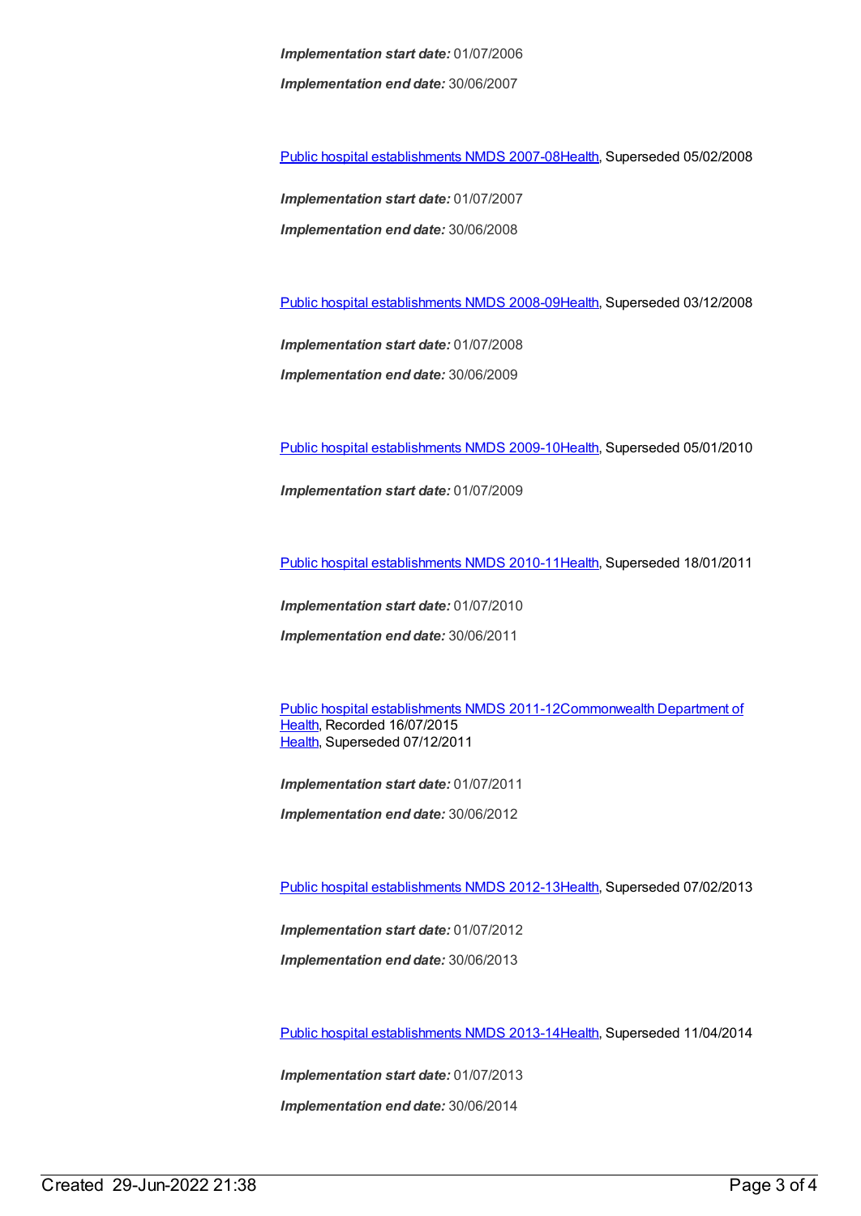***Implementation start date:*** 01/07/2006

***Implementation end date:*** 30/06/2007

Public hospital establishments NMDS 2007-08Health, Superseded 05/02/2008

***Implementation start date:*** 01/07/2007

***Implementation end date:*** 30/06/2008

Public hospital establishments NMDS 2008-09Health, Superseded 03/12/2008

***Implementation start date:*** 01/07/2008

***Implementation end date:*** 30/06/2009

Public hospital establishments NMDS 2009-10Health, Superseded 05/01/2010

***Implementation start date:*** 01/07/2009

Public hospital establishments NMDS 2010-11Health, Superseded 18/01/2011

***Implementation start date:*** 01/07/2010

***Implementation end date:*** 30/06/2011

Public hospital establishments NMDS 2011-12Commonwealth Department of Health, Recorded 16/07/2015
Health, Superseded 07/12/2011

***Implementation start date:*** 01/07/2011

***Implementation end date:*** 30/06/2012

Public hospital establishments NMDS 2012-13Health, Superseded 07/02/2013

***Implementation start date:*** 01/07/2012

***Implementation end date:*** 30/06/2013

Public hospital establishments NMDS 2013-14Health, Superseded 11/04/2014

***Implementation start date:*** 01/07/2013

***Implementation end date:*** 30/06/2014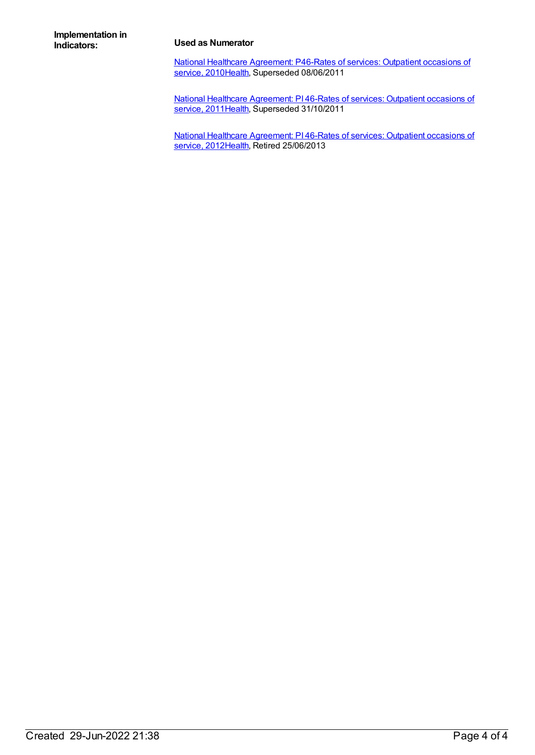**Implementation in Indicators:**

**Used as Numerator**

National Healthcare Agreement: P46-Rates of services: Outpatient occasions of service, 2010Health, Superseded 08/06/2011

National Healthcare Agreement: PI 46-Rates of services: Outpatient occasions of service, 2011Health, Superseded 31/10/2011

National Healthcare Agreement: PI 46-Rates of services: Outpatient occasions of service, 2012Health, Retired 25/06/2013